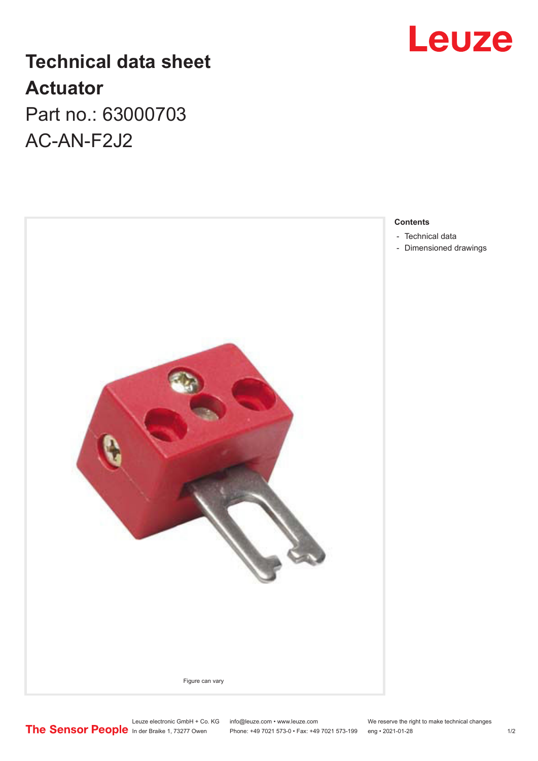# Technical data sheet

## Actuator

Part no.: 63000703

AC-AN-F2J2

Figure can vary

**Contents**

- Technical data
- Dimensioned drawings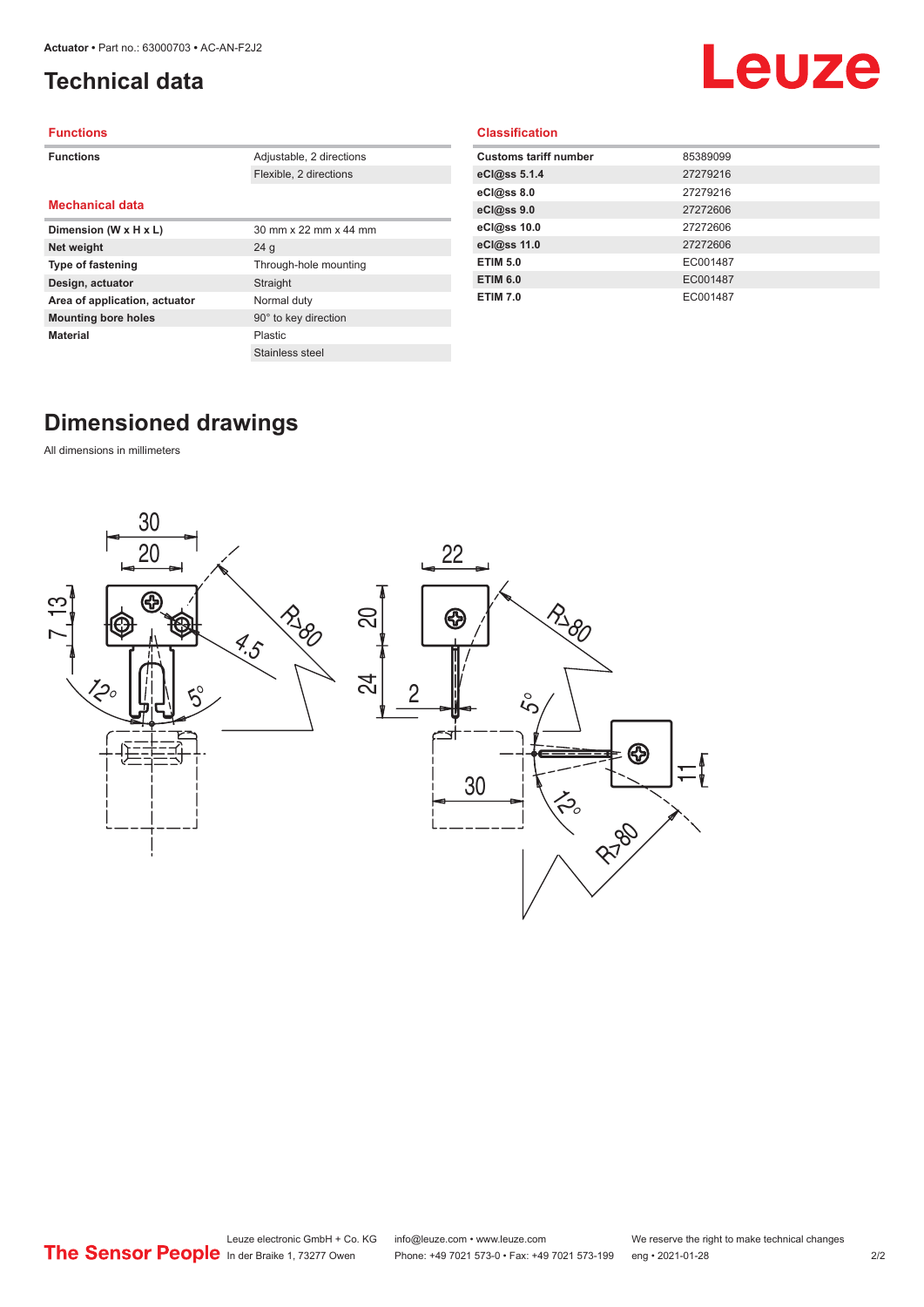# Technical data

## Functions

| | |
|---|---|
| **Functions** | Adjustable, 2 directions |
| | Flexible, 2 directions |

## Mechanical data

| | |
|---|---|
| **Dimension (W x H x L)** | 30 mm x 22 mm x 44 mm |
| **Net weight** | 24 g |
| **Type of fastening** | Through-hole mounting |
| **Design, actuator** | Straight |
| **Area of application, actuator** | Normal duty |
| **Mounting bore holes** | 90° to key direction |
| **Material** | Plastic |
| | Stainless steel |

## Classification

| | |
|---|---|
| **Customs tariff number** | 85389099 |
| **eCl@ss 5.1.4** | 27279216 |
| **eCl@ss 8.0** | 27279216 |
| **eCl@ss 9.0** | 27272606 |
| **eCl@ss 10.0** | 27272606 |
| **eCl@ss 11.0** | 27272606 |
| **ETIM 5.0** | EC001487 |
| **ETIM 6.0** | EC001487 |
| **ETIM 7.0** | EC001487 |

# Dimensioned drawings

All dimensions in millimeters

30
20
7
13
12°
5°
4.5
R>80
22
20
24
2
R>80
5°
30
12°
11
R>80